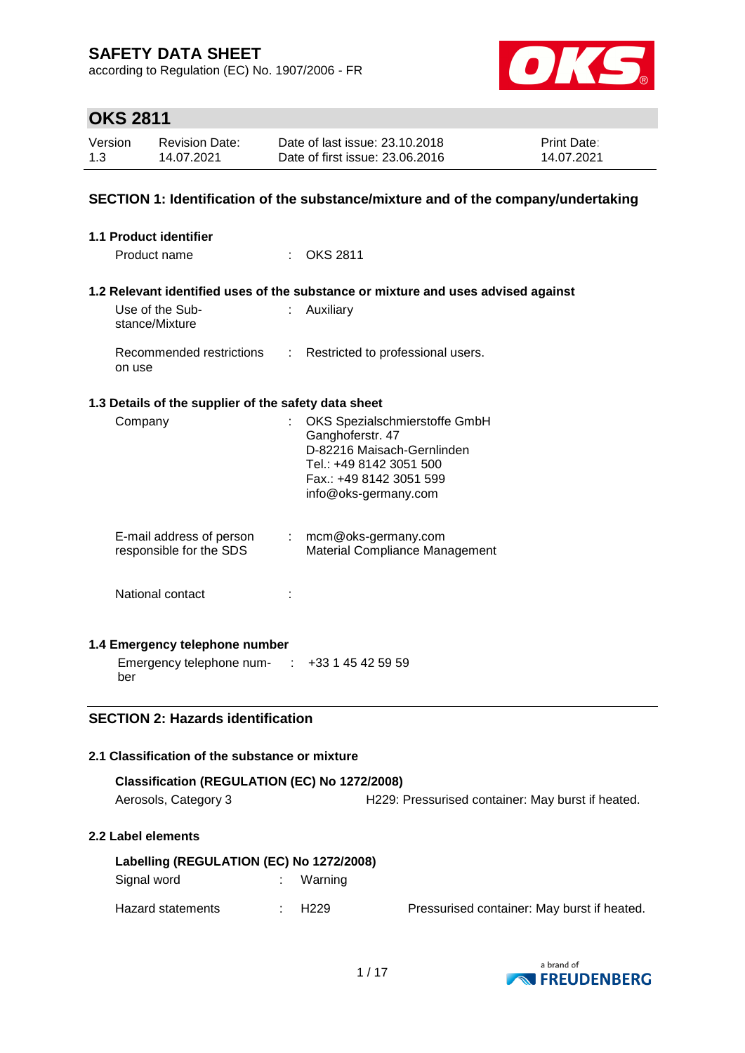# SAFETY DATA SHEET

according to Regulation (EC) No. 1907/2006 - FR

## OKS 2811

| Version | Revision Date: | Date of last issue: 23.10.2018 | Print Date: |
|---|---|---|---|
| 1.3 | 14.07.2021 | Date of first issue: 23.06.2016 | 14.07.2021 |

### SECTION 1: Identification of the substance/mixture and of the company/undertaking

**1.1 Product identifier**

Product name : OKS 2811

**1.2 Relevant identified uses of the substance or mixture and uses advised against**

Use of the Substance/Mixture : Auxiliary

Recommended restrictions on use : Restricted to professional users.

**1.3 Details of the supplier of the safety data sheet**

Company : OKS Spezialschmierstoffe GmbH
Ganghoferstr. 47
D-82216 Maisach-Gernlinden
Tel.: +49 8142 3051 500
Fax.: +49 8142 3051 599
info@oks-germany.com

E-mail address of person responsible for the SDS : mcm@oks-germany.com
Material Compliance Management

National contact :

**1.4 Emergency telephone number**

Emergency telephone number : +33 1 45 42 59 59

### SECTION 2: Hazards identification

**2.1 Classification of the substance or mixture**

**Classification (REGULATION (EC) No 1272/2008)**

Aerosols, Category 3 — H229: Pressurised container: May burst if heated.

**2.2 Label elements**

**Labelling (REGULATION (EC) No 1272/2008)**

Signal word : Warning

Hazard statements : H229 — Pressurised container: May burst if heated.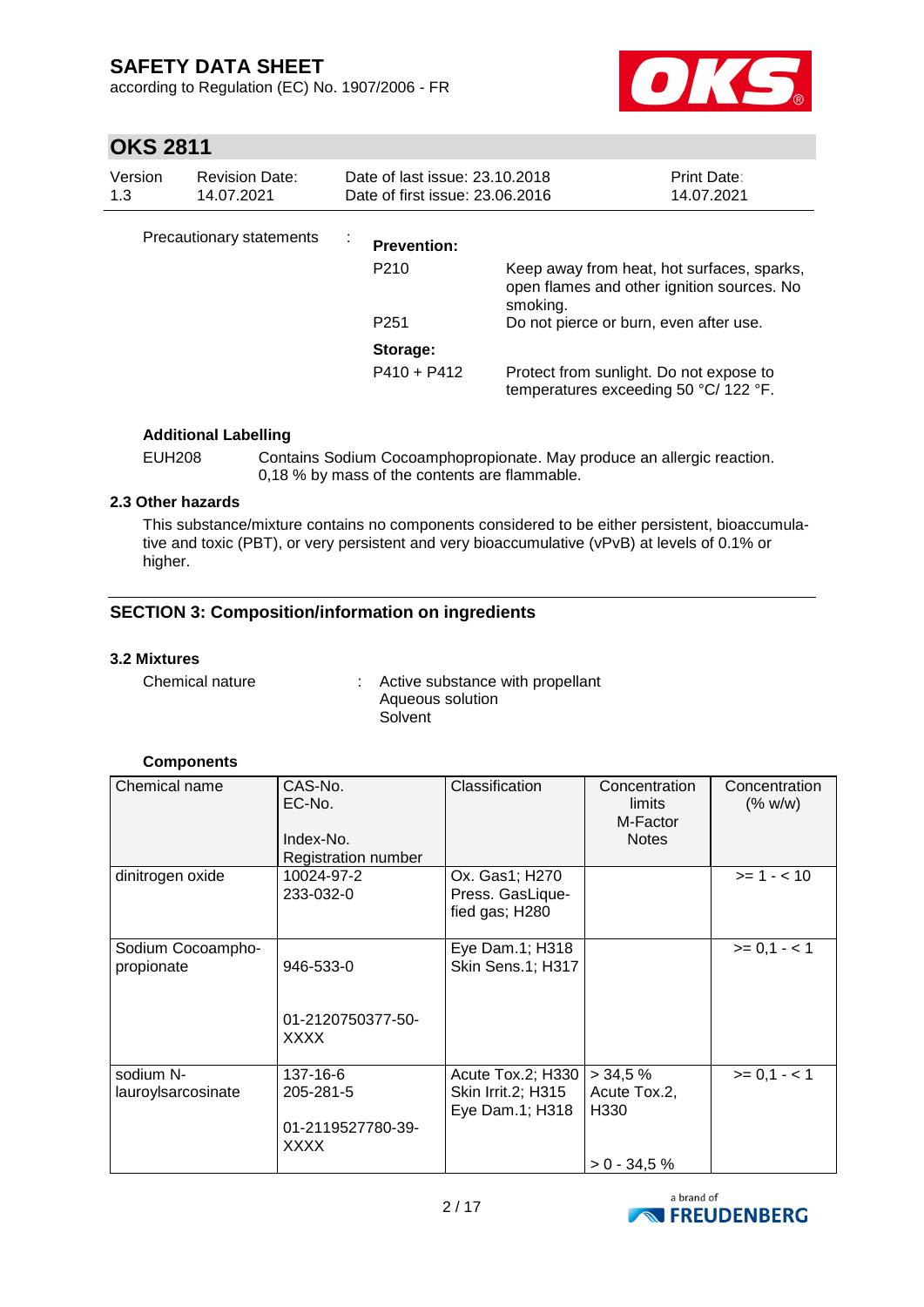Precautionary statements :

**Prevention:**

P210 Keep away from heat, hot surfaces, sparks, open flames and other ignition sources. No smoking.

P251 Do not pierce or burn, even after use.

**Storage:**

P410 + P412 Protect from sunlight. Do not expose to temperatures exceeding 50 °C/ 122 °F.

**Additional Labelling**

EUH208 Contains Sodium Cocoamphopropionate. May produce an allergic reaction. 0,18 % by mass of the contents are flammable.

### 2.3 Other hazards

This substance/mixture contains no components considered to be either persistent, bioaccumulative and toxic (PBT), or very persistent and very bioaccumulative (vPvB) at levels of 0.1% or higher.

## SECTION 3: Composition/information on ingredients

### 3.2 Mixtures

Chemical nature : Active substance with propellant
Aqueous solution
Solvent

**Components**

| Chemical name | CAS-No.<br>EC-No.<br><br>Index-No.<br>Registration number | Classification | Concentration limits<br>M-Factor<br>Notes | Concentration (% w/w) |
|---|---|---|---|---|
| dinitrogen oxide | 10024-97-2<br>233-032-0 | Ox. Gas1; H270<br>Press. GasLiquefied gas; H280 | | >= 1 - < 10 |
| Sodium Cocoamphopropionate | 946-533-0<br><br>01-2120750377-50-XXXX | Eye Dam.1; H318<br>Skin Sens.1; H317 | | >= 0,1 - < 1 |
| sodium N-lauroylsarcosinate | 137-16-6<br>205-281-5<br><br>01-2119527780-39-XXXX | Acute Tox.2; H330<br>Skin Irrit.2; H315<br>Eye Dam.1; H318 | > 34,5 %<br>Acute Tox.2, H330<br><br>> 0 - 34,5 % | >= 0,1 - < 1 |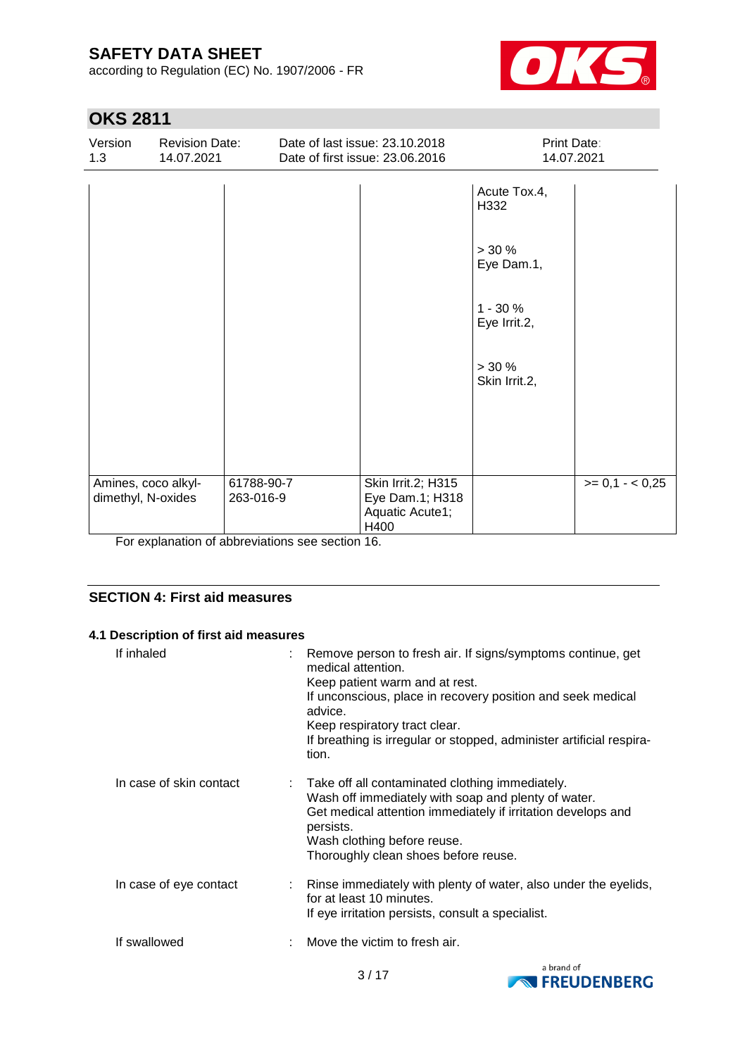| | | | | |
|---|---|---|---|---|
| | | | Acute Tox.4, H332<br><br>> 30 %<br>Eye Dam.1,<br><br>1 - 30 %<br>Eye Irrit.2,<br><br>> 30 %<br>Skin Irrit.2, | |
| Amines, coco alkyl-dimethyl, N-oxides | 61788-90-7<br>263-016-9 | Skin Irrit.2; H315<br>Eye Dam.1; H318<br>Aquatic Acute1; H400 | | >= 0,1 - < 0,25 |

For explanation of abbreviations see section 16.

## SECTION 4: First aid measures

### 4.1 Description of first aid measures

If inhaled : Remove person to fresh air. If signs/symptoms continue, get medical attention.
Keep patient warm and at rest.
If unconscious, place in recovery position and seek medical advice.
Keep respiratory tract clear.
If breathing is irregular or stopped, administer artificial respiration.

In case of skin contact : Take off all contaminated clothing immediately.
Wash off immediately with soap and plenty of water.
Get medical attention immediately if irritation develops and persists.
Wash clothing before reuse.
Thoroughly clean shoes before reuse.

In case of eye contact : Rinse immediately with plenty of water, also under the eyelids, for at least 10 minutes.
If eye irritation persists, consult a specialist.

If swallowed : Move the victim to fresh air.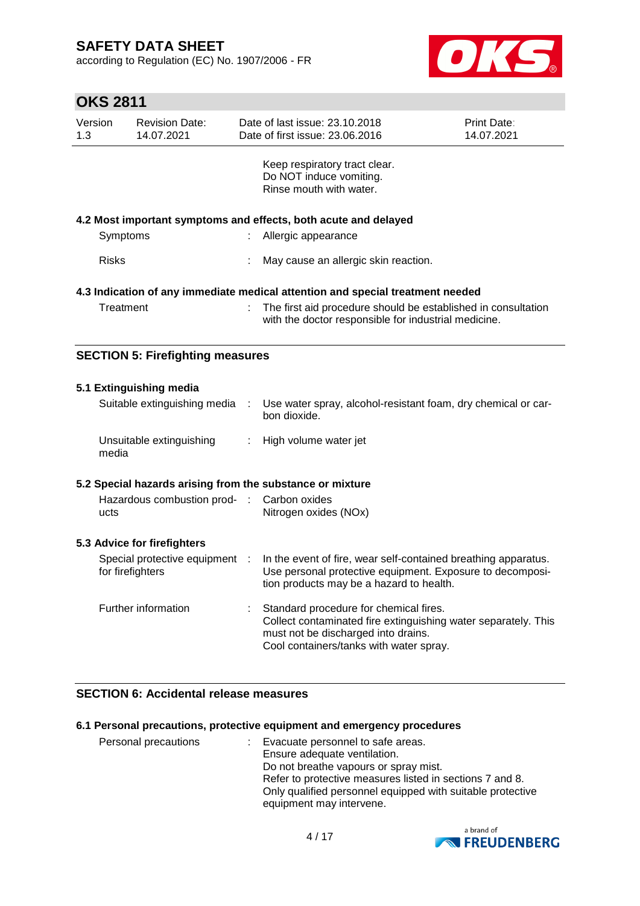Keep respiratory tract clear.
Do NOT induce vomiting.
Rinse mouth with water.

### 4.2 Most important symptoms and effects, both acute and delayed

| | | |
|---|---|---|
| Symptoms | : | Allergic appearance |
| Risks | : | May cause an allergic skin reaction. |

### 4.3 Indication of any immediate medical attention and special treatment needed

| | | |
|---|---|---|
| Treatment | : | The first aid procedure should be established in consultation with the doctor responsible for industrial medicine. |

## SECTION 5: Firefighting measures

### 5.1 Extinguishing media

| | | |
|---|---|---|
| Suitable extinguishing media | : | Use water spray, alcohol-resistant foam, dry chemical or carbon dioxide. |
| Unsuitable extinguishing media | : | High volume water jet |

### 5.2 Special hazards arising from the substance or mixture

| | | |
|---|---|---|
| Hazardous combustion products | : | Carbon oxides<br>Nitrogen oxides (NOx) |

### 5.3 Advice for firefighters

| | | |
|---|---|---|
| Special protective equipment for firefighters | : | In the event of fire, wear self-contained breathing apparatus. Use personal protective equipment. Exposure to decomposition products may be a hazard to health. |
| Further information | : | Standard procedure for chemical fires.<br>Collect contaminated fire extinguishing water separately. This must not be discharged into drains.<br>Cool containers/tanks with water spray. |

## SECTION 6: Accidental release measures

### 6.1 Personal precautions, protective equipment and emergency procedures

| | | |
|---|---|---|
| Personal precautions | : | Evacuate personnel to safe areas.<br>Ensure adequate ventilation.<br>Do not breathe vapours or spray mist.<br>Refer to protective measures listed in sections 7 and 8.<br>Only qualified personnel equipped with suitable protective equipment may intervene. |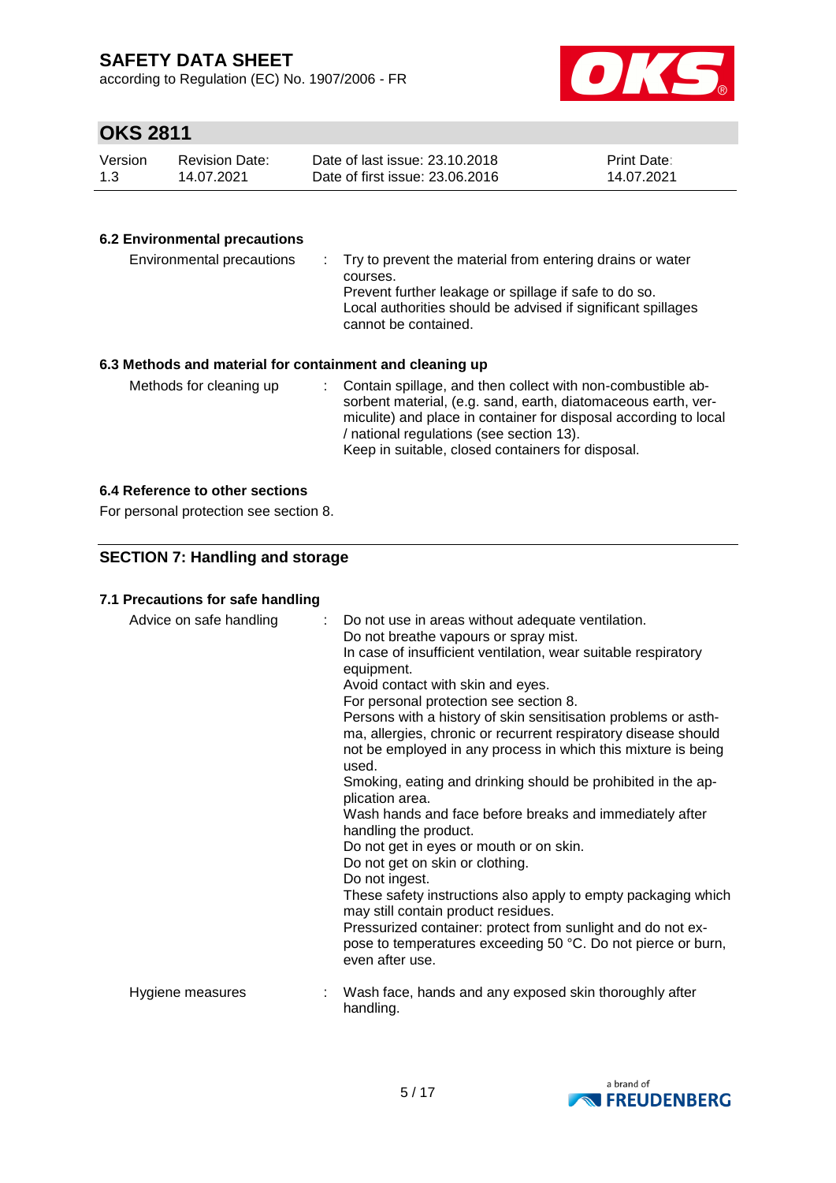### 6.2 Environmental precautions

| | | |
|---|---|---|
| Environmental precautions | : | Try to prevent the material from entering drains or water courses.<br>Prevent further leakage or spillage if safe to do so.<br>Local authorities should be advised if significant spillages cannot be contained. |

### 6.3 Methods and material for containment and cleaning up

| | | |
|---|---|---|
| Methods for cleaning up | : | Contain spillage, and then collect with non-combustible absorbent material, (e.g. sand, earth, diatomaceous earth, vermiculite) and place in container for disposal according to local / national regulations (see section 13).<br>Keep in suitable, closed containers for disposal. |

### 6.4 Reference to other sections

For personal protection see section 8.

## SECTION 7: Handling and storage

### 7.1 Precautions for safe handling

| | | |
|---|---|---|
| Advice on safe handling | : | Do not use in areas without adequate ventilation.<br>Do not breathe vapours or spray mist.<br>In case of insufficient ventilation, wear suitable respiratory equipment.<br>Avoid contact with skin and eyes.<br>For personal protection see section 8.<br>Persons with a history of skin sensitisation problems or asthma, allergies, chronic or recurrent respiratory disease should not be employed in any process in which this mixture is being used.<br>Smoking, eating and drinking should be prohibited in the application area.<br>Wash hands and face before breaks and immediately after handling the product.<br>Do not get in eyes or mouth or on skin.<br>Do not get on skin or clothing.<br>Do not ingest.<br>These safety instructions also apply to empty packaging which may still contain product residues.<br>Pressurized container: protect from sunlight and do not expose to temperatures exceeding 50 °C. Do not pierce or burn, even after use. |
| Hygiene measures | : | Wash face, hands and any exposed skin thoroughly after handling. |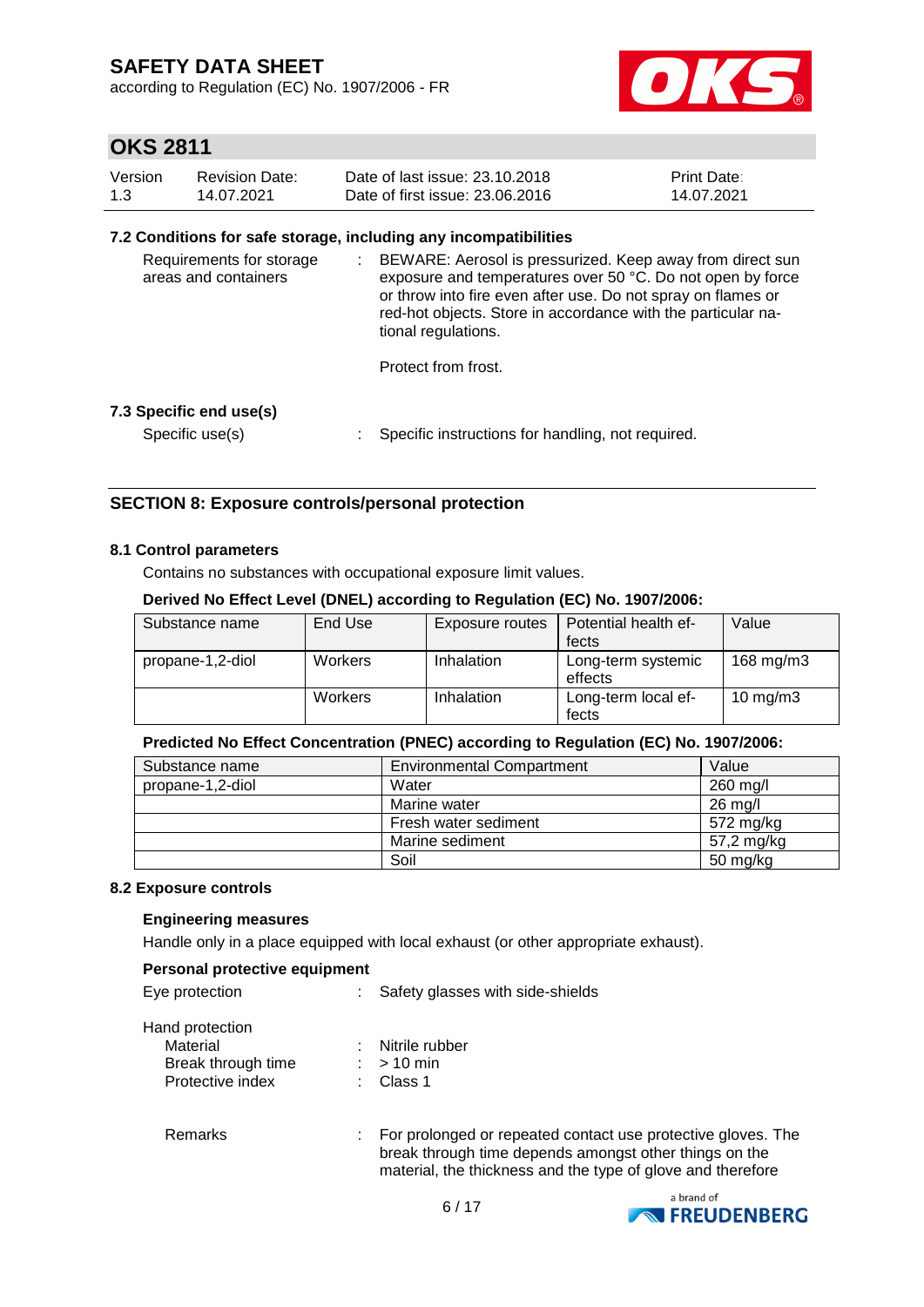### 7.2 Conditions for safe storage, including any incompatibilities

Requirements for storage areas and containers : BEWARE: Aerosol is pressurized. Keep away from direct sun exposure and temperatures over 50 °C. Do not open by force or throw into fire even after use. Do not spray on flames or red-hot objects. Store in accordance with the particular national regulations.

Protect from frost.

### 7.3 Specific end use(s)

Specific use(s) : Specific instructions for handling, not required.

## SECTION 8: Exposure controls/personal protection

### 8.1 Control parameters

Contains no substances with occupational exposure limit values.

**Derived No Effect Level (DNEL) according to Regulation (EC) No. 1907/2006:**

| Substance name | End Use | Exposure routes | Potential health effects | Value |
|---|---|---|---|---|
| propane-1,2-diol | Workers | Inhalation | Long-term systemic effects | 168 mg/m3 |
| | Workers | Inhalation | Long-term local effects | 10 mg/m3 |

**Predicted No Effect Concentration (PNEC) according to Regulation (EC) No. 1907/2006:**

| Substance name | Environmental Compartment | Value |
|---|---|---|
| propane-1,2-diol | Water | 260 mg/l |
| | Marine water | 26 mg/l |
| | Fresh water sediment | 572 mg/kg |
| | Marine sediment | 57,2 mg/kg |
| | Soil | 50 mg/kg |

### 8.2 Exposure controls

**Engineering measures**

Handle only in a place equipped with local exhaust (or other appropriate exhaust).

**Personal protective equipment**

Eye protection : Safety glasses with side-shields

Hand protection
- Material : Nitrile rubber
- Break through time : > 10 min
- Protective index : Class 1

Remarks : For prolonged or repeated contact use protective gloves. The break through time depends amongst other things on the material, the thickness and the type of glove and therefore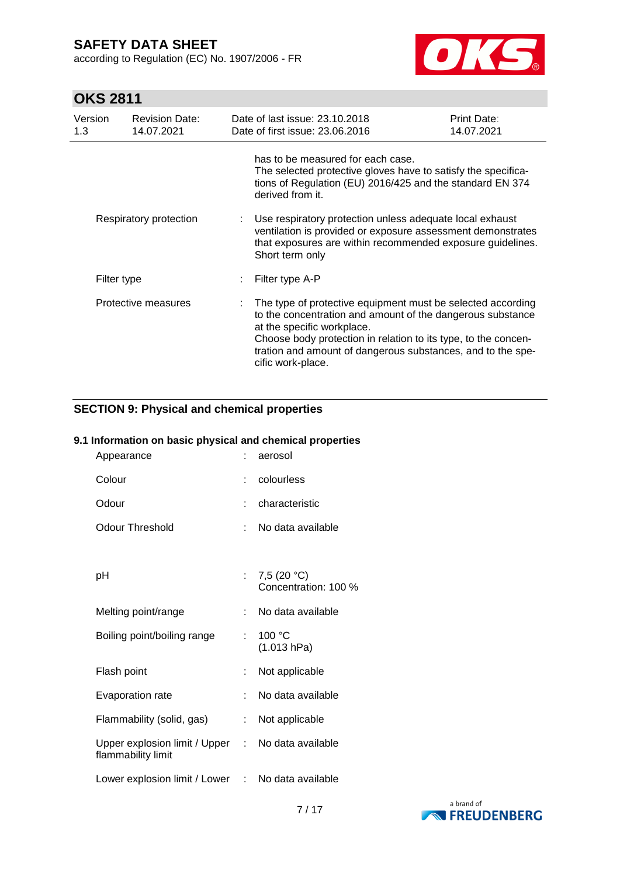has to be measured for each case.
The selected protective gloves have to satisfy the specifications of Regulation (EU) 2016/425 and the standard EN 374 derived from it.

| | | |
|---|---|---|
| Respiratory protection | : | Use respiratory protection unless adequate local exhaust ventilation is provided or exposure assessment demonstrates that exposures are within recommended exposure guidelines. Short term only |
| Filter type | : | Filter type A-P |
| Protective measures | : | The type of protective equipment must be selected according to the concentration and amount of the dangerous substance at the specific workplace. Choose body protection in relation to its type, to the concentration and amount of dangerous substances, and to the specific work-place. |

## SECTION 9: Physical and chemical properties

### 9.1 Information on basic physical and chemical properties

| | | |
|---|---|---|
| Appearance | : | aerosol |
| Colour | : | colourless |
| Odour | : | characteristic |
| Odour Threshold | : | No data available |
| pH | : | 7,5 (20 °C) Concentration: 100 % |
| Melting point/range | : | No data available |
| Boiling point/boiling range | : | 100 °C (1.013 hPa) |
| Flash point | : | Not applicable |
| Evaporation rate | : | No data available |
| Flammability (solid, gas) | : | Not applicable |
| Upper explosion limit / Upper flammability limit | : | No data available |
| Lower explosion limit / Lower | : | No data available |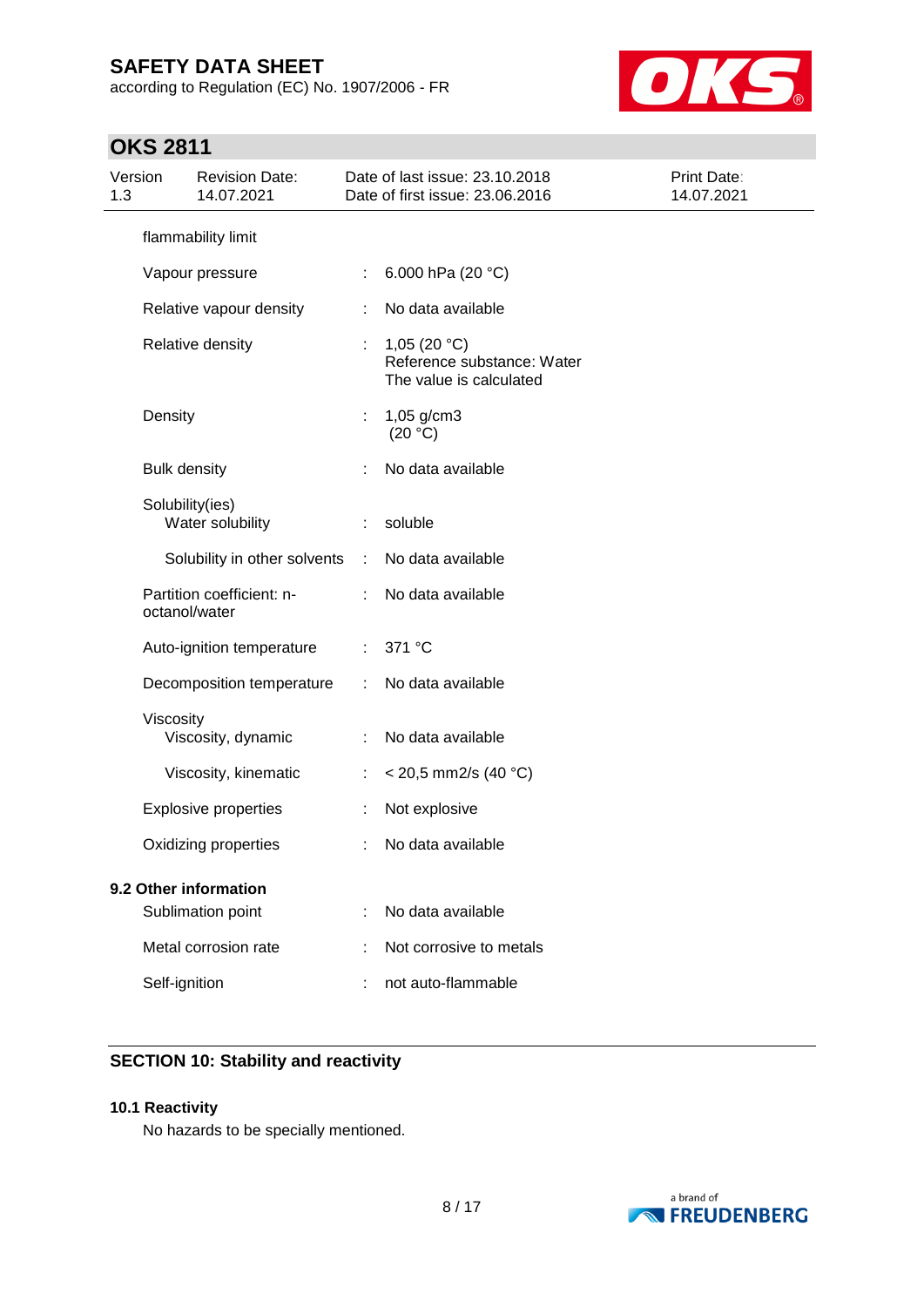| | | |
|---|---|---|
| flammability limit | | |
| Vapour pressure | : | 6.000 hPa (20 °C) |
| Relative vapour density | : | No data available |
| Relative density | : | 1,05 (20 °C)<br>Reference substance: Water<br>The value is calculated |
| Density | : | 1,05 g/cm3<br>(20 °C) |
| Bulk density | : | No data available |
| Solubility(ies)<br>Water solubility | : | soluble |
| Solubility in other solvents | : | No data available |
| Partition coefficient: n-octanol/water | : | No data available |
| Auto-ignition temperature | : | 371 °C |
| Decomposition temperature | : | No data available |
| Viscosity<br>Viscosity, dynamic | : | No data available |
| Viscosity, kinematic | : | < 20,5 mm2/s (40 °C) |
| Explosive properties | : | Not explosive |
| Oxidizing properties | : | No data available |

**9.2 Other information**

| | | |
|---|---|---|
| Sublimation point | : | No data available |
| Metal corrosion rate | : | Not corrosive to metals |
| Self-ignition | : | not auto-flammable |

## SECTION 10: Stability and reactivity

**10.1 Reactivity**

No hazards to be specially mentioned.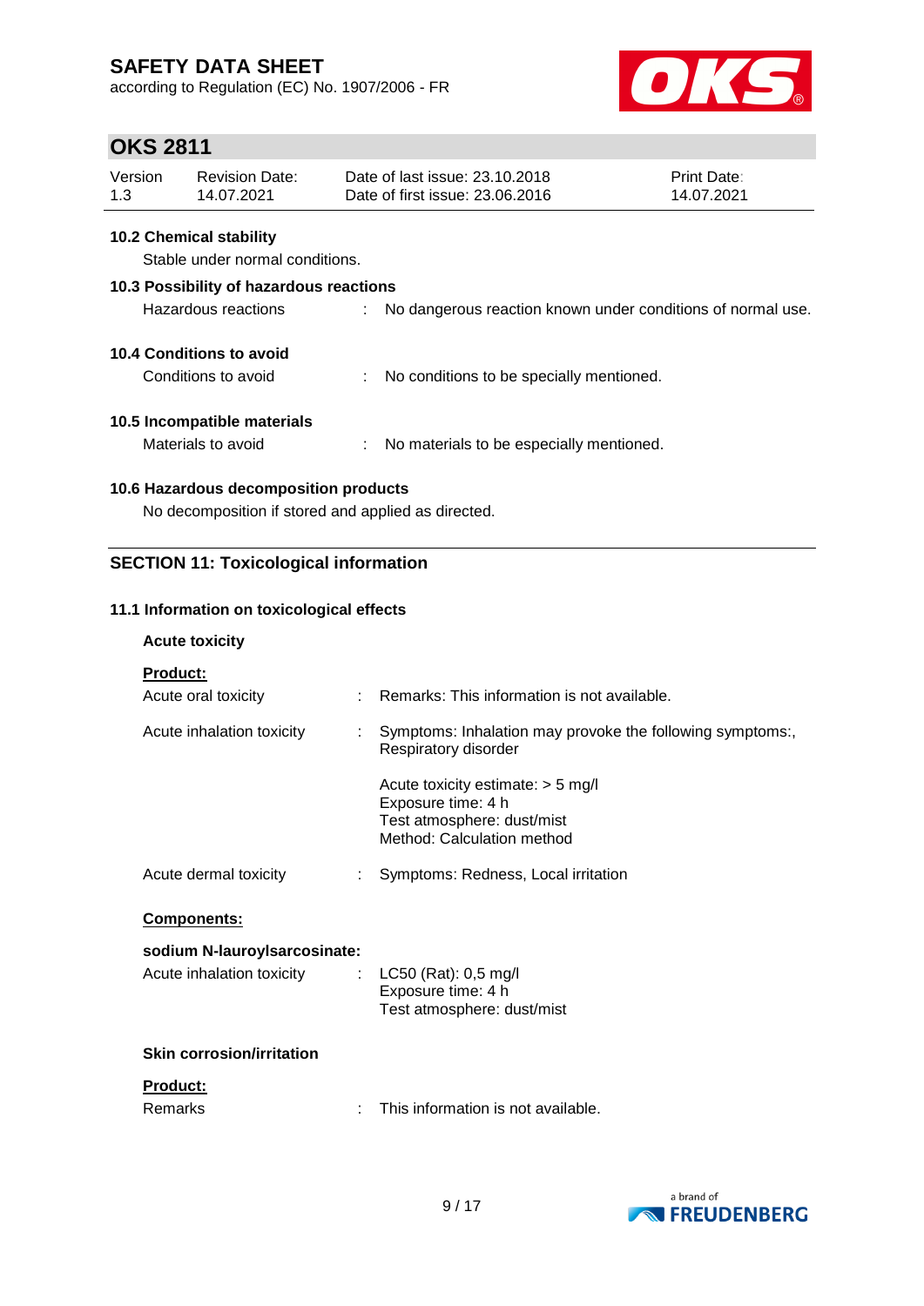### 10.2 Chemical stability

Stable under normal conditions.

### 10.3 Possibility of hazardous reactions

Hazardous reactions : No dangerous reaction known under conditions of normal use.

### 10.4 Conditions to avoid

Conditions to avoid : No conditions to be specially mentioned.

### 10.5 Incompatible materials

Materials to avoid : No materials to be especially mentioned.

### 10.6 Hazardous decomposition products

No decomposition if stored and applied as directed.

## SECTION 11: Toxicological information

### 11.1 Information on toxicological effects

**Acute toxicity**

**Product:**

Acute oral toxicity : Remarks: This information is not available.

Acute inhalation toxicity : Symptoms: Inhalation may provoke the following symptoms:, Respiratory disorder

Acute toxicity estimate: > 5 mg/l
Exposure time: 4 h
Test atmosphere: dust/mist
Method: Calculation method

Acute dermal toxicity : Symptoms: Redness, Local irritation

**Components:**

**sodium N-lauroylsarcosinate:**

Acute inhalation toxicity : LC50 (Rat): 0,5 mg/l
Exposure time: 4 h
Test atmosphere: dust/mist

**Skin corrosion/irritation**

**Product:**

Remarks : This information is not available.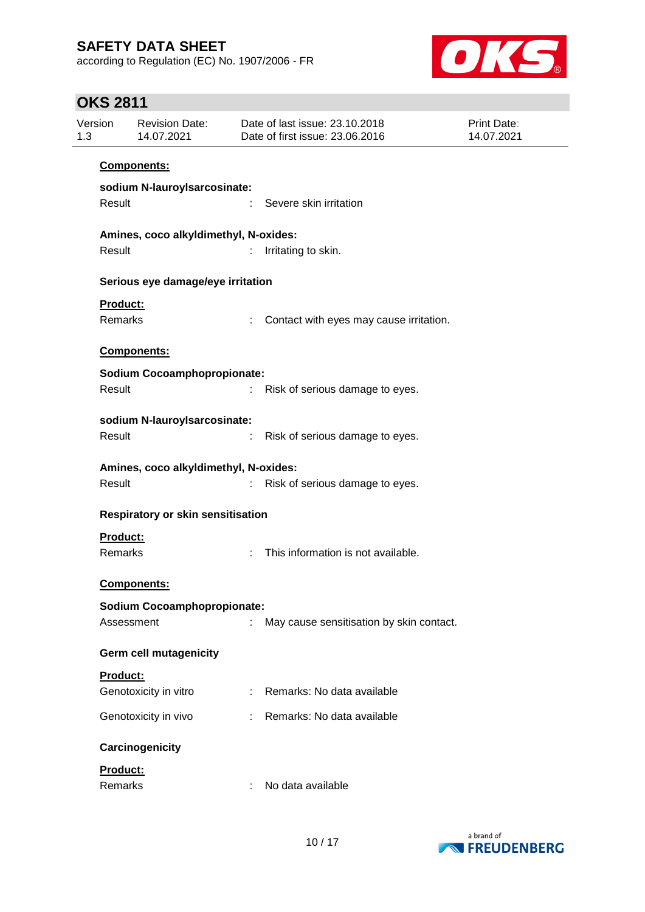**Components:**

**sodium N-lauroylsarcosinate:**

Result : Severe skin irritation

**Amines, coco alkyldimethyl, N-oxides:**

Result : Irritating to skin.

**Serious eye damage/eye irritation**

**Product:**

Remarks : Contact with eyes may cause irritation.

**Components:**

**Sodium Cocoamphopropionate:**

Result : Risk of serious damage to eyes.

**sodium N-lauroylsarcosinate:**

Result : Risk of serious damage to eyes.

**Amines, coco alkyldimethyl, N-oxides:**

Result : Risk of serious damage to eyes.

**Respiratory or skin sensitisation**

**Product:**

Remarks : This information is not available.

**Components:**

**Sodium Cocoamphopropionate:**

Assessment : May cause sensitisation by skin contact.

**Germ cell mutagenicity**

**Product:**

Genotoxicity in vitro : Remarks: No data available

Genotoxicity in vivo : Remarks: No data available

**Carcinogenicity**

**Product:**

Remarks : No data available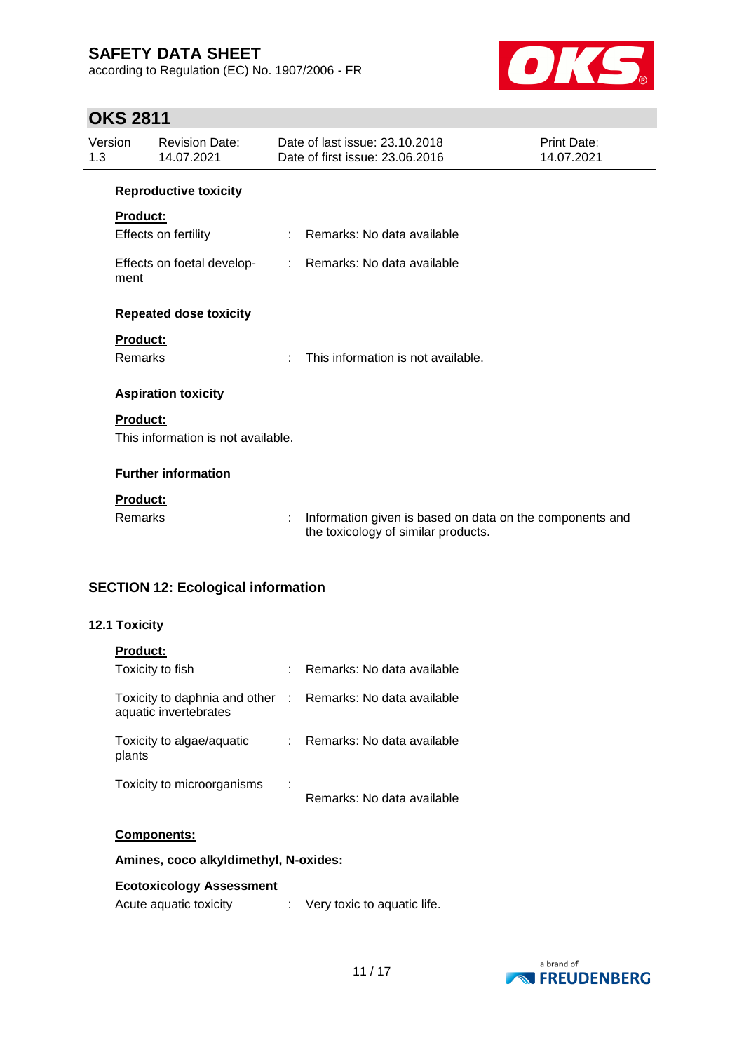**Reproductive toxicity**

**Product:**

| | | |
|---|---|---|
| Effects on fertility | : | Remarks: No data available |
| Effects on foetal development | : | Remarks: No data available |

**Repeated dose toxicity**

**Product:**

| | | |
|---|---|---|
| Remarks | : | This information is not available. |

**Aspiration toxicity**

**Product:**

This information is not available.

**Further information**

**Product:**

| | | |
|---|---|---|
| Remarks | : | Information given is based on data on the components and the toxicology of similar products. |

## SECTION 12: Ecological information

### 12.1 Toxicity

**Product:**

| | | |
|---|---|---|
| Toxicity to fish | : | Remarks: No data available |
| Toxicity to daphnia and other aquatic invertebrates | : | Remarks: No data available |
| Toxicity to algae/aquatic plants | : | Remarks: No data available |
| Toxicity to microorganisms | : | Remarks: No data available |

**Components:**

**Amines, coco alkyldimethyl, N-oxides:**

**Ecotoxicology Assessment**

| | | |
|---|---|---|
| Acute aquatic toxicity | : | Very toxic to aquatic life. |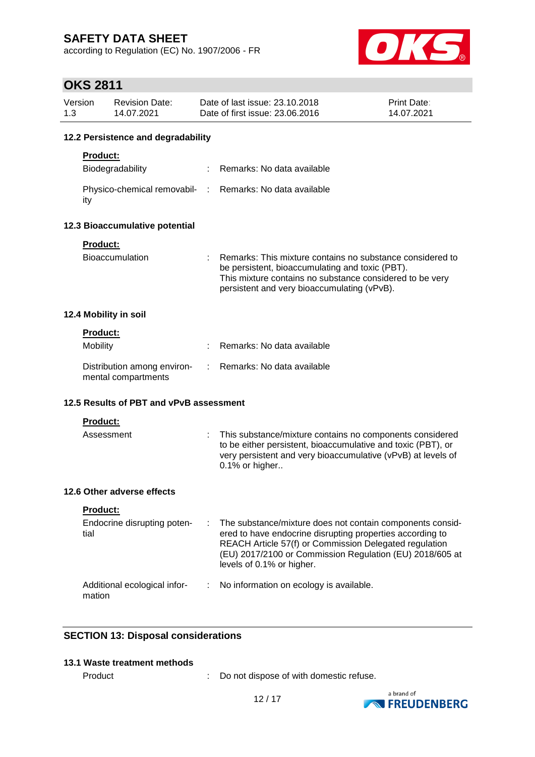### 12.2 Persistence and degradability

**Product:**

| | | |
|---|---|---|
| Biodegradability | : | Remarks: No data available |
| Physico-chemical removability | : | Remarks: No data available |

### 12.3 Bioaccumulative potential

**Product:**

| | | |
|---|---|---|
| Bioaccumulation | : | Remarks: This mixture contains no substance considered to be persistent, bioaccumulating and toxic (PBT).<br>This mixture contains no substance considered to be very persistent and very bioaccumulating (vPvB). |

### 12.4 Mobility in soil

**Product:**

| | | |
|---|---|---|
| Mobility | : | Remarks: No data available |
| Distribution among environmental compartments | : | Remarks: No data available |

### 12.5 Results of PBT and vPvB assessment

**Product:**

| | | |
|---|---|---|
| Assessment | : | This substance/mixture contains no components considered to be either persistent, bioaccumulative and toxic (PBT), or very persistent and very bioaccumulative (vPvB) at levels of 0.1% or higher.. |

### 12.6 Other adverse effects

**Product:**

| | | |
|---|---|---|
| Endocrine disrupting potential | : | The substance/mixture does not contain components considered to have endocrine disrupting properties according to REACH Article 57(f) or Commission Delegated regulation (EU) 2017/2100 or Commission Regulation (EU) 2018/605 at levels of 0.1% or higher. |
| Additional ecological information | : | No information on ecology is available. |

## SECTION 13: Disposal considerations

### 13.1 Waste treatment methods

| | | |
|---|---|---|
| Product | : | Do not dispose of with domestic refuse. |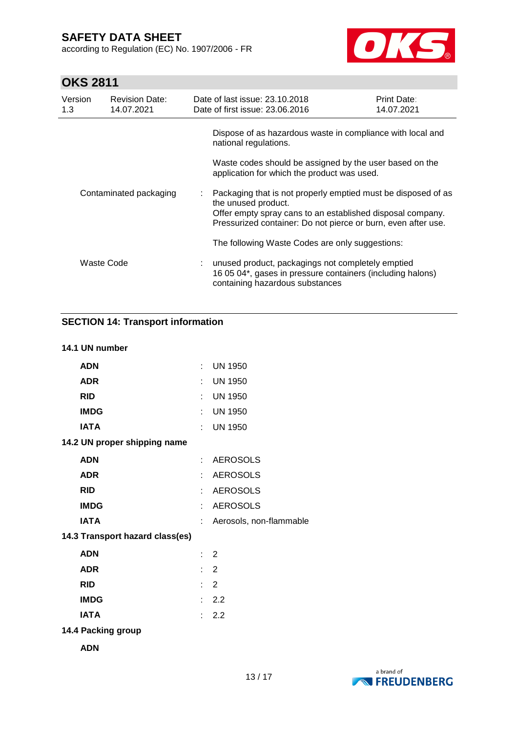Dispose of as hazardous waste in compliance with local and national regulations.

Waste codes should be assigned by the user based on the application for which the product was used.

Contaminated packaging : Packaging that is not properly emptied must be disposed of as the unused product.
Offer empty spray cans to an established disposal company.
Pressurized container: Do not pierce or burn, even after use.

The following Waste Codes are only suggestions:

Waste Code : unused product, packagings not completely emptied
16 05 04*, gases in pressure containers (including halons) containing hazardous substances

## SECTION 14: Transport information

### 14.1 UN number

| | | |
|---|---|---|
| **ADN** | : | UN 1950 |
| **ADR** | : | UN 1950 |
| **RID** | : | UN 1950 |
| **IMDG** | : | UN 1950 |
| **IATA** | : | UN 1950 |

### 14.2 UN proper shipping name

| | | |
|---|---|---|
| **ADN** | : | AEROSOLS |
| **ADR** | : | AEROSOLS |
| **RID** | : | AEROSOLS |
| **IMDG** | : | AEROSOLS |
| **IATA** | : | Aerosols, non-flammable |

### 14.3 Transport hazard class(es)

| | | |
|---|---|---|
| **ADN** | : | 2 |
| **ADR** | : | 2 |
| **RID** | : | 2 |
| **IMDG** | : | 2.2 |
| **IATA** | : | 2.2 |

### 14.4 Packing group

**ADN**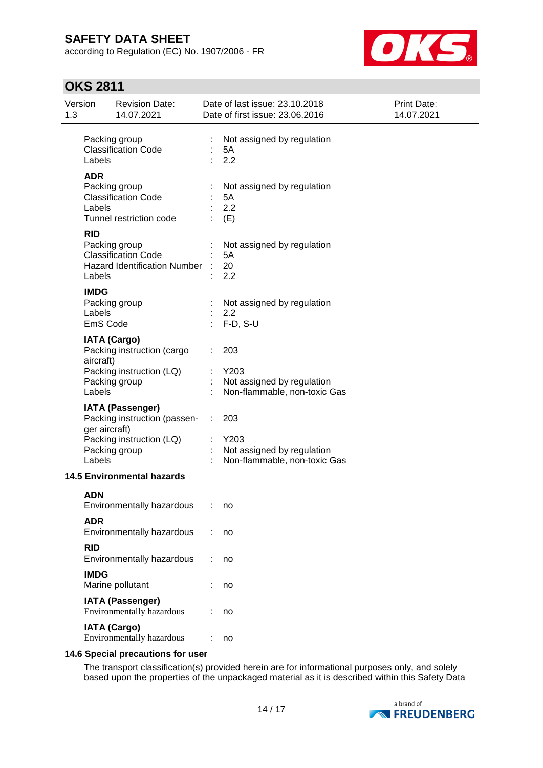| | | |
|---|---|---|
| Packing group | : | Not assigned by regulation |
| Classification Code | : | 5A |
| Labels | : | 2.2 |

**ADR**

| | | |
|---|---|---|
| Packing group | : | Not assigned by regulation |
| Classification Code | : | 5A |
| Labels | : | 2.2 |
| Tunnel restriction code | : | (E) |

**RID**

| | | |
|---|---|---|
| Packing group | : | Not assigned by regulation |
| Classification Code | : | 5A |
| Hazard Identification Number | : | 20 |
| Labels | : | 2.2 |

**IMDG**

| | | |
|---|---|---|
| Packing group | : | Not assigned by regulation |
| Labels | : | 2.2 |
| EmS Code | : | F-D, S-U |

**IATA (Cargo)**

| | | |
|---|---|---|
| Packing instruction (cargo aircraft) | : | 203 |
| Packing instruction (LQ) | : | Y203 |
| Packing group | : | Not assigned by regulation |
| Labels | : | Non-flammable, non-toxic Gas |

**IATA (Passenger)**

| | | |
|---|---|---|
| Packing instruction (passenger aircraft) | : | 203 |
| Packing instruction (LQ) | : | Y203 |
| Packing group | : | Not assigned by regulation |
| Labels | : | Non-flammable, non-toxic Gas |

### 14.5 Environmental hazards

**ADN**

Environmentally hazardous : no

**ADR**

Environmentally hazardous : no

**RID**

Environmentally hazardous : no

**IMDG**

Marine pollutant : no

**IATA (Passenger)**

Environmentally hazardous : no

**IATA (Cargo)**

Environmentally hazardous : no

### 14.6 Special precautions for user

The transport classification(s) provided herein are for informational purposes only, and solely based upon the properties of the unpackaged material as it is described within this Safety Data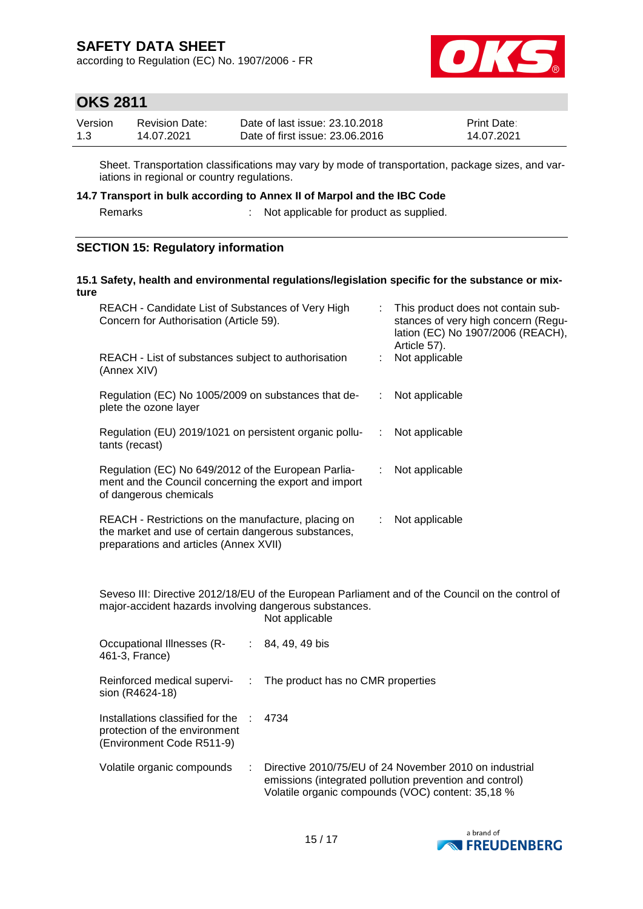Sheet. Transportation classifications may vary by mode of transportation, package sizes, and variations in regional or country regulations.

### 14.7 Transport in bulk according to Annex II of Marpol and the IBC Code

Remarks : Not applicable for product as supplied.

## SECTION 15: Regulatory information

### 15.1 Safety, health and environmental regulations/legislation specific for the substance or mixture

| | |
|---|---|
| REACH - Candidate List of Substances of Very High Concern for Authorisation (Article 59). | : This product does not contain substances of very high concern (Regulation (EC) No 1907/2006 (REACH), Article 57). |
| REACH - List of substances subject to authorisation (Annex XIV) | : Not applicable |
| Regulation (EC) No 1005/2009 on substances that deplete the ozone layer | : Not applicable |
| Regulation (EU) 2019/1021 on persistent organic pollutants (recast) | : Not applicable |
| Regulation (EC) No 649/2012 of the European Parliament and the Council concerning the export and import of dangerous chemicals | : Not applicable |
| REACH - Restrictions on the manufacture, placing on the market and use of certain dangerous substances, preparations and articles (Annex XVII) | : Not applicable |

Seveso III: Directive 2012/18/EU of the European Parliament and of the Council on the control of major-accident hazards involving dangerous substances.
Not applicable

| | |
|---|---|
| Occupational Illnesses (R-461-3, France) | : 84, 49, 49 bis |
| Reinforced medical supervision (R4624-18) | : The product has no CMR properties |
| Installations classified for the protection of the environment (Environment Code R511-9) | : 4734 |
| Volatile organic compounds | : Directive 2010/75/EU of 24 November 2010 on industrial emissions (integrated pollution prevention and control) Volatile organic compounds (VOC) content: 35,18 % |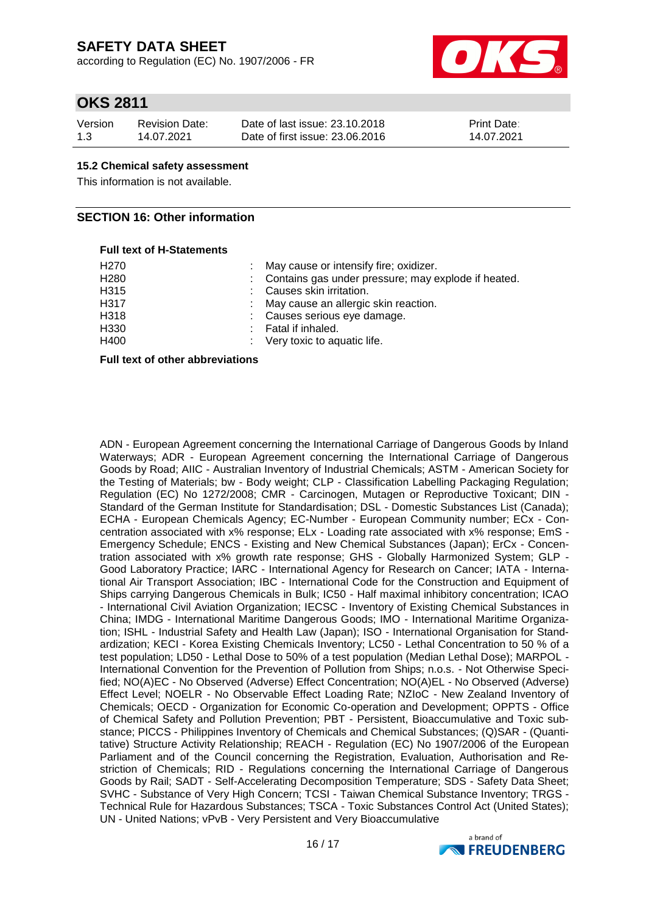### 15.2 Chemical safety assessment

This information is not available.

## SECTION 16: Other information

**Full text of H-Statements**

| | |
|---|---|
| H270 | : May cause or intensify fire; oxidizer. |
| H280 | : Contains gas under pressure; may explode if heated. |
| H315 | : Causes skin irritation. |
| H317 | : May cause an allergic skin reaction. |
| H318 | : Causes serious eye damage. |
| H330 | : Fatal if inhaled. |
| H400 | : Very toxic to aquatic life. |

**Full text of other abbreviations**

ADN - European Agreement concerning the International Carriage of Dangerous Goods by Inland Waterways; ADR - European Agreement concerning the International Carriage of Dangerous Goods by Road; AIIC - Australian Inventory of Industrial Chemicals; ASTM - American Society for the Testing of Materials; bw - Body weight; CLP - Classification Labelling Packaging Regulation; Regulation (EC) No 1272/2008; CMR - Carcinogen, Mutagen or Reproductive Toxicant; DIN - Standard of the German Institute for Standardisation; DSL - Domestic Substances List (Canada); ECHA - European Chemicals Agency; EC-Number - European Community number; ECx - Concentration associated with x% response; ELx - Loading rate associated with x% response; EmS - Emergency Schedule; ENCS - Existing and New Chemical Substances (Japan); ErCx - Concentration associated with x% growth rate response; GHS - Globally Harmonized System; GLP - Good Laboratory Practice; IARC - International Agency for Research on Cancer; IATA - International Air Transport Association; IBC - International Code for the Construction and Equipment of Ships carrying Dangerous Chemicals in Bulk; IC50 - Half maximal inhibitory concentration; ICAO - International Civil Aviation Organization; IECSC - Inventory of Existing Chemical Substances in China; IMDG - International Maritime Dangerous Goods; IMO - International Maritime Organization; ISHL - Industrial Safety and Health Law (Japan); ISO - International Organisation for Standardization; KECI - Korea Existing Chemicals Inventory; LC50 - Lethal Concentration to 50 % of a test population; LD50 - Lethal Dose to 50% of a test population (Median Lethal Dose); MARPOL - International Convention for the Prevention of Pollution from Ships; n.o.s. - Not Otherwise Specified; NO(A)EC - No Observed (Adverse) Effect Concentration; NO(A)EL - No Observed (Adverse) Effect Level; NOELR - No Observable Effect Loading Rate; NZIoC - New Zealand Inventory of Chemicals; OECD - Organization for Economic Co-operation and Development; OPPTS - Office of Chemical Safety and Pollution Prevention; PBT - Persistent, Bioaccumulative and Toxic substance; PICCS - Philippines Inventory of Chemicals and Chemical Substances; (Q)SAR - (Quantitative) Structure Activity Relationship; REACH - Regulation (EC) No 1907/2006 of the European Parliament and of the Council concerning the Registration, Evaluation, Authorisation and Restriction of Chemicals; RID - Regulations concerning the International Carriage of Dangerous Goods by Rail; SADT - Self-Accelerating Decomposition Temperature; SDS - Safety Data Sheet; SVHC - Substance of Very High Concern; TCSI - Taiwan Chemical Substance Inventory; TRGS - Technical Rule for Hazardous Substances; TSCA - Toxic Substances Control Act (United States); UN - United Nations; vPvB - Very Persistent and Very Bioaccumulative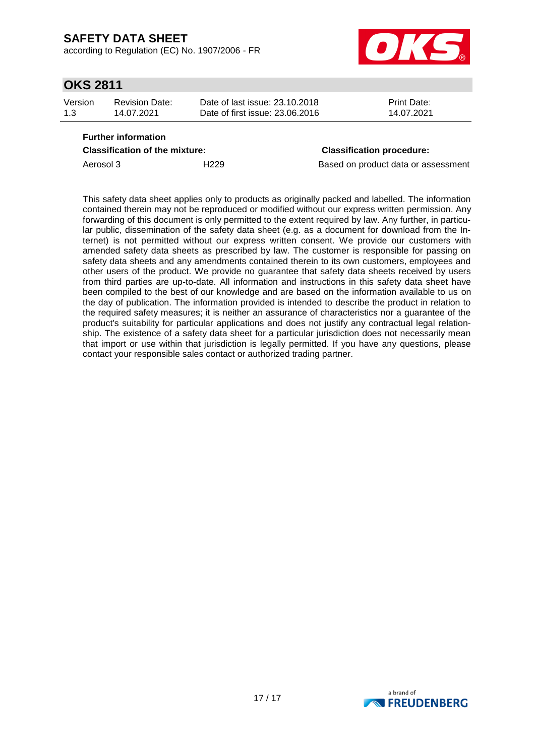**Further information**

| Classification of the mixture: | | Classification procedure: |
|---|---|---|
| Aerosol 3 | H229 | Based on product data or assessment |

This safety data sheet applies only to products as originally packed and labelled. The information contained therein may not be reproduced or modified without our express written permission. Any forwarding of this document is only permitted to the extent required by law. Any further, in particular public, dissemination of the safety data sheet (e.g. as a document for download from the Internet) is not permitted without our express written consent. We provide our customers with amended safety data sheets as prescribed by law. The customer is responsible for passing on safety data sheets and any amendments contained therein to its own customers, employees and other users of the product. We provide no guarantee that safety data sheets received by users from third parties are up-to-date. All information and instructions in this safety data sheet have been compiled to the best of our knowledge and are based on the information available to us on the day of publication. The information provided is intended to describe the product in relation to the required safety measures; it is neither an assurance of characteristics nor a guarantee of the product's suitability for particular applications and does not justify any contractual legal relationship. The existence of a safety data sheet for a particular jurisdiction does not necessarily mean that import or use within that jurisdiction is legally permitted. If you have any questions, please contact your responsible sales contact or authorized trading partner.